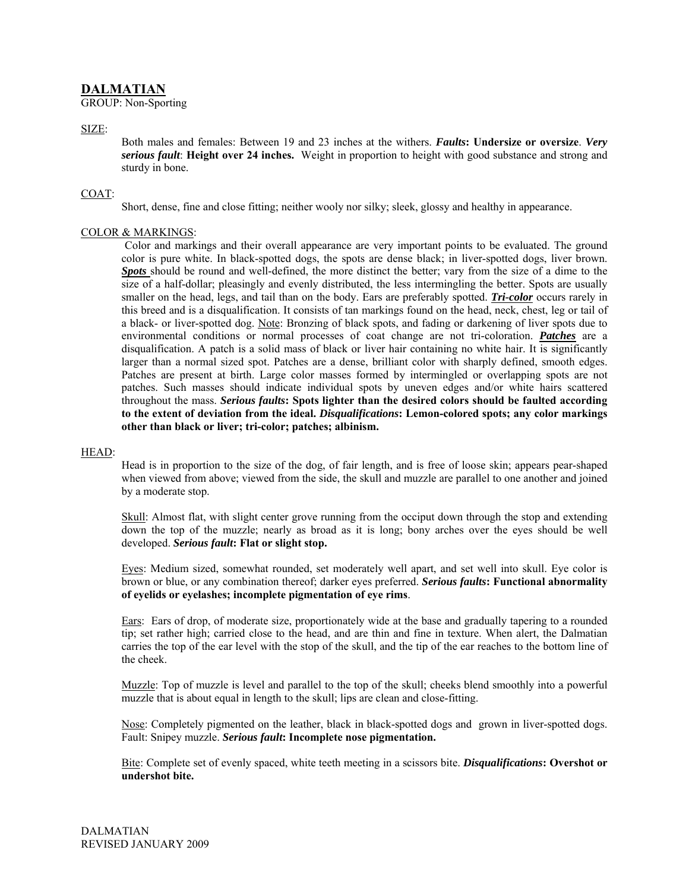# DALMATIAN

GROUP: Non-Sporting

## SIZE:

Both males and females: Between 19 and 23 inches at the withers. ***Faults*: Undersize or oversize**. ***Very serious fault***: **Height over 24 inches.** Weight in proportion to height with good substance and strong and sturdy in bone.

## COAT:

Short, dense, fine and close fitting; neither wooly nor silky; sleek, glossy and healthy in appearance.

## COLOR & MARKINGS:

Color and markings and their overall appearance are very important points to be evaluated. The ground color is pure white. In black-spotted dogs, the spots are dense black; in liver-spotted dogs, liver brown. ***Spots*** should be round and well-defined, the more distinct the better; vary from the size of a dime to the size of a half-dollar; pleasingly and evenly distributed, the less intermingling the better. Spots are usually smaller on the head, legs, and tail than on the body. Ears are preferably spotted. ***Tri-color*** occurs rarely in this breed and is a disqualification. It consists of tan markings found on the head, neck, chest, leg or tail of a black- or liver-spotted dog. Note: Bronzing of black spots, and fading or darkening of liver spots due to environmental conditions or normal processes of coat change are not tri-coloration. ***Patches*** are a disqualification. A patch is a solid mass of black or liver hair containing no white hair. It is significantly larger than a normal sized spot. Patches are a dense, brilliant color with sharply defined, smooth edges. Patches are present at birth. Large color masses formed by intermingled or overlapping spots are not patches. Such masses should indicate individual spots by uneven edges and/or white hairs scattered throughout the mass. ***Serious faults*: Spots lighter than the desired colors should be faulted according to the extent of deviation from the ideal.** ***Disqualifications*: Lemon-colored spots; any color markings other than black or liver; tri-color; patches; albinism.**

## HEAD:

Head is in proportion to the size of the dog, of fair length, and is free of loose skin; appears pear-shaped when viewed from above; viewed from the side, the skull and muzzle are parallel to one another and joined by a moderate stop.

Skull: Almost flat, with slight center grove running from the occiput down through the stop and extending down the top of the muzzle; nearly as broad as it is long; bony arches over the eyes should be well developed. ***Serious fault*: Flat or slight stop.**

Eyes: Medium sized, somewhat rounded, set moderately well apart, and set well into skull. Eye color is brown or blue, or any combination thereof; darker eyes preferred. ***Serious faults*: Functional abnormality of eyelids or eyelashes; incomplete pigmentation of eye rims**.

Ears: Ears of drop, of moderate size, proportionately wide at the base and gradually tapering to a rounded tip; set rather high; carried close to the head, and are thin and fine in texture. When alert, the Dalmatian carries the top of the ear level with the stop of the skull, and the tip of the ear reaches to the bottom line of the cheek.

Muzzle: Top of muzzle is level and parallel to the top of the skull; cheeks blend smoothly into a powerful muzzle that is about equal in length to the skull; lips are clean and close-fitting.

Nose: Completely pigmented on the leather, black in black-spotted dogs and grown in liver-spotted dogs. Fault: Snipey muzzle. ***Serious fault*: Incomplete nose pigmentation.**

Bite: Complete set of evenly spaced, white teeth meeting in a scissors bite. ***Disqualifications*: Overshot or undershot bite.**

DALMATIAN
REVISED JANUARY 2009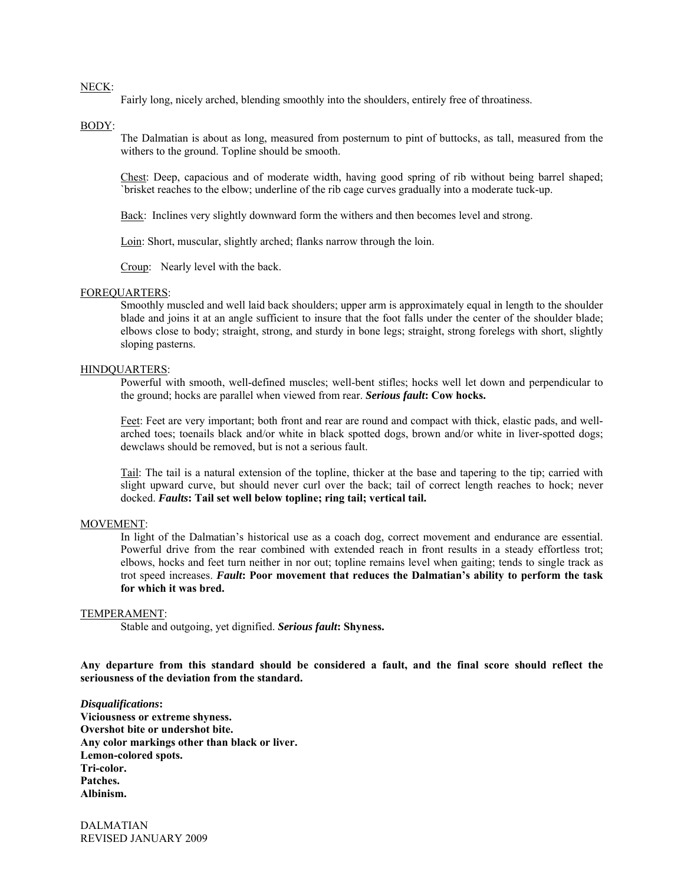NECK:

Fairly long, nicely arched, blending smoothly into the shoulders, entirely free of throatiness.

BODY:

The Dalmatian is about as long, measured from posternum to pint of buttocks, as tall, measured from the withers to the ground. Topline should be smooth.

Chest: Deep, capacious and of moderate width, having good spring of rib without being barrel shaped; `brisket reaches to the elbow; underline of the rib cage curves gradually into a moderate tuck-up.

Back: Inclines very slightly downward form the withers and then becomes level and strong.

Loin: Short, muscular, slightly arched; flanks narrow through the loin.

Croup: Nearly level with the back.

FOREQUARTERS:

Smoothly muscled and well laid back shoulders; upper arm is approximately equal in length to the shoulder blade and joins it at an angle sufficient to insure that the foot falls under the center of the shoulder blade; elbows close to body; straight, strong, and sturdy in bone legs; straight, strong forelegs with short, slightly sloping pasterns.

HINDQUARTERS:

Powerful with smooth, well-defined muscles; well-bent stifles; hocks well let down and perpendicular to the ground; hocks are parallel when viewed from rear. ***Serious fault*: Cow hocks.**

Feet: Feet are very important; both front and rear are round and compact with thick, elastic pads, and well-arched toes; toenails black and/or white in black spotted dogs, brown and/or white in liver-spotted dogs; dewclaws should be removed, but is not a serious fault.

Tail: The tail is a natural extension of the topline, thicker at the base and tapering to the tip; carried with slight upward curve, but should never curl over the back; tail of correct length reaches to hock; never docked. ***Faults*: Tail set well below topline; ring tail; vertical tail.**

MOVEMENT:

In light of the Dalmatian's historical use as a coach dog, correct movement and endurance are essential. Powerful drive from the rear combined with extended reach in front results in a steady effortless trot; elbows, hocks and feet turn neither in nor out; topline remains level when gaiting; tends to single track as trot speed increases. ***Fault*: Poor movement that reduces the Dalmatian's ability to perform the task for which it was bred.**

TEMPERAMENT:

Stable and outgoing, yet dignified. ***Serious fault*: Shyness.**

**Any departure from this standard should be considered a fault, and the final score should reflect the seriousness of the deviation from the standard.**

***Disqualifications*:**
**Viciousness or extreme shyness.**
**Overshot bite or undershot bite.**
**Any color markings other than black or liver.**
**Lemon-colored spots.**
**Tri-color.**
**Patches.**
**Albinism.**

DALMATIAN
REVISED JANUARY 2009